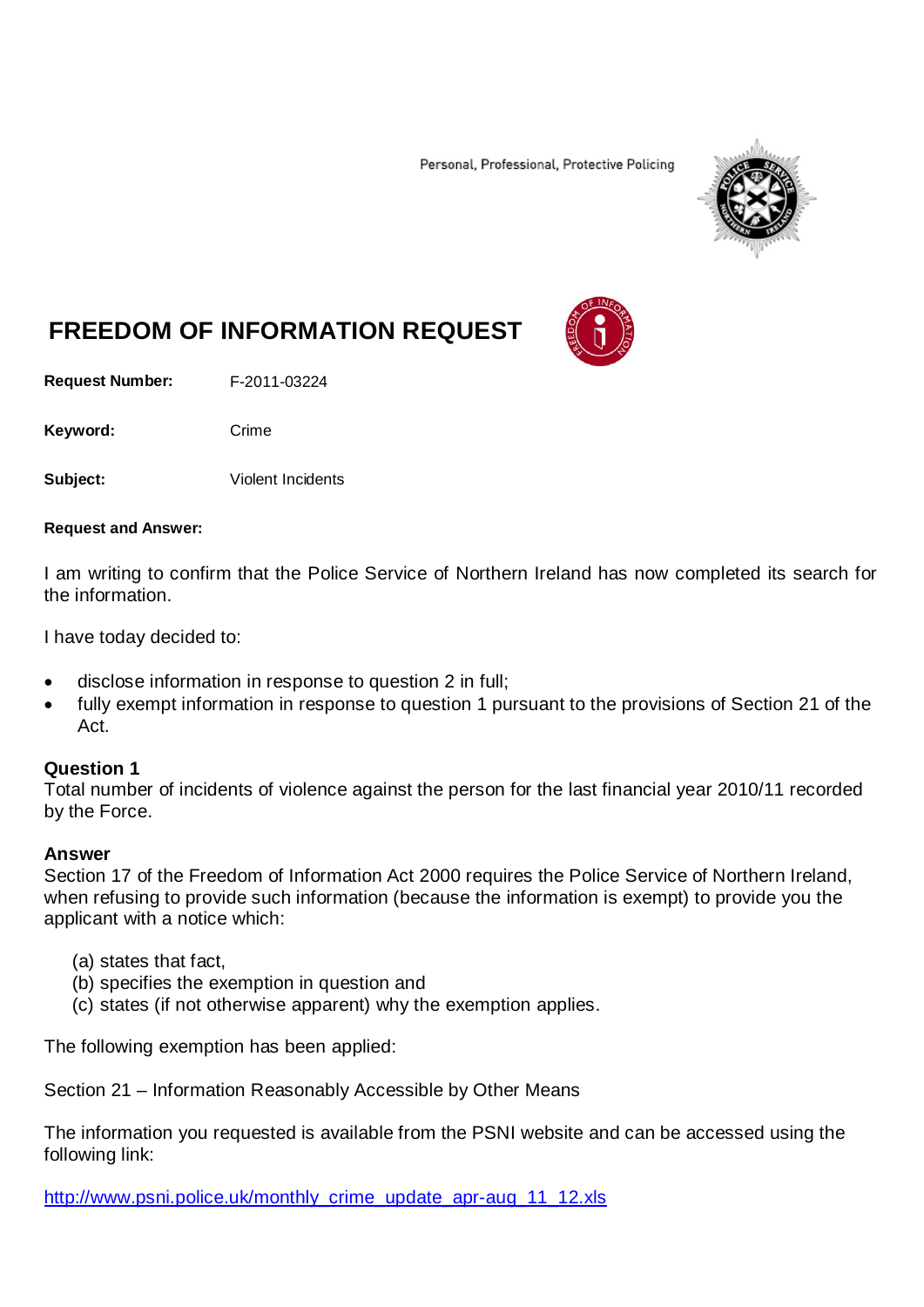Personal, Professional, Protective Policing

# FREEDOM OF INFORMATION REQUEST

**Request Number:** F-2011-03224

**Keyword:** Crime

**Subject:** Violent Incidents

**Request and Answer:**

I am writing to confirm that the Police Service of Northern Ireland has now completed its search for the information.

I have today decided to:

- disclose information in response to question 2 in full;
- fully exempt information in response to question 1 pursuant to the provisions of Section 21 of the Act.

**Question 1**
Total number of incidents of violence against the person for the last financial year 2010/11 recorded by the Force.

**Answer**
Section 17 of the Freedom of Information Act 2000 requires the Police Service of Northern Ireland, when refusing to provide such information (because the information is exempt) to provide you the applicant with a notice which:

(a) states that fact,
(b) specifies the exemption in question and
(c) states (if not otherwise apparent) why the exemption applies.

The following exemption has been applied:

Section 21 – Information Reasonably Accessible by Other Means

The information you requested is available from the PSNI website and can be accessed using the following link:

http://www.psni.police.uk/monthly_crime_update_apr-aug_11_12.xls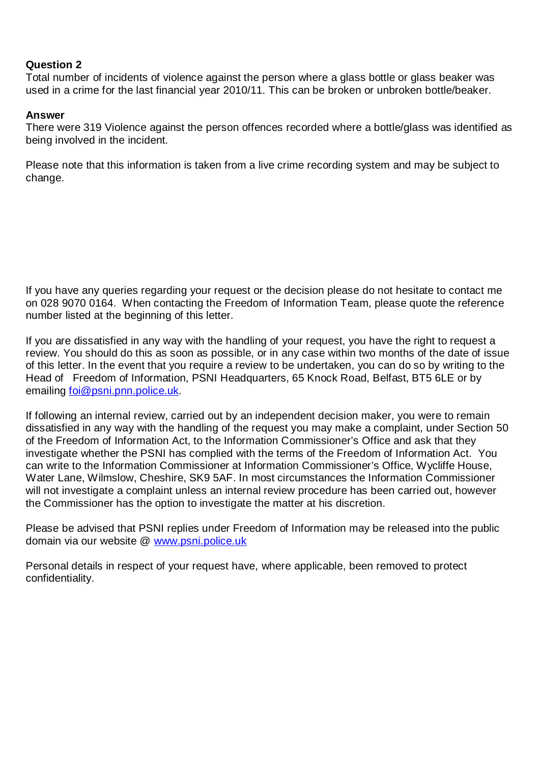**Question 2**
Total number of incidents of violence against the person where a glass bottle or glass beaker was used in a crime for the last financial year 2010/11. This can be broken or unbroken bottle/beaker.

**Answer**
There were 319 Violence against the person offences recorded where a bottle/glass was identified as being involved in the incident.

Please note that this information is taken from a live crime recording system and may be subject to change.

If you have any queries regarding your request or the decision please do not hesitate to contact me on 028 9070 0164. When contacting the Freedom of Information Team, please quote the reference number listed at the beginning of this letter.

If you are dissatisfied in any way with the handling of your request, you have the right to request a review. You should do this as soon as possible, or in any case within two months of the date of issue of this letter. In the event that you require a review to be undertaken, you can do so by writing to the Head of Freedom of Information, PSNI Headquarters, 65 Knock Road, Belfast, BT5 6LE or by emailing foi@psni.pnn.police.uk.

If following an internal review, carried out by an independent decision maker, you were to remain dissatisfied in any way with the handling of the request you may make a complaint, under Section 50 of the Freedom of Information Act, to the Information Commissioner's Office and ask that they investigate whether the PSNI has complied with the terms of the Freedom of Information Act. You can write to the Information Commissioner at Information Commissioner's Office, Wycliffe House, Water Lane, Wilmslow, Cheshire, SK9 5AF. In most circumstances the Information Commissioner will not investigate a complaint unless an internal review procedure has been carried out, however the Commissioner has the option to investigate the matter at his discretion.

Please be advised that PSNI replies under Freedom of Information may be released into the public domain via our website @ www.psni.police.uk

Personal details in respect of your request have, where applicable, been removed to protect confidentiality.